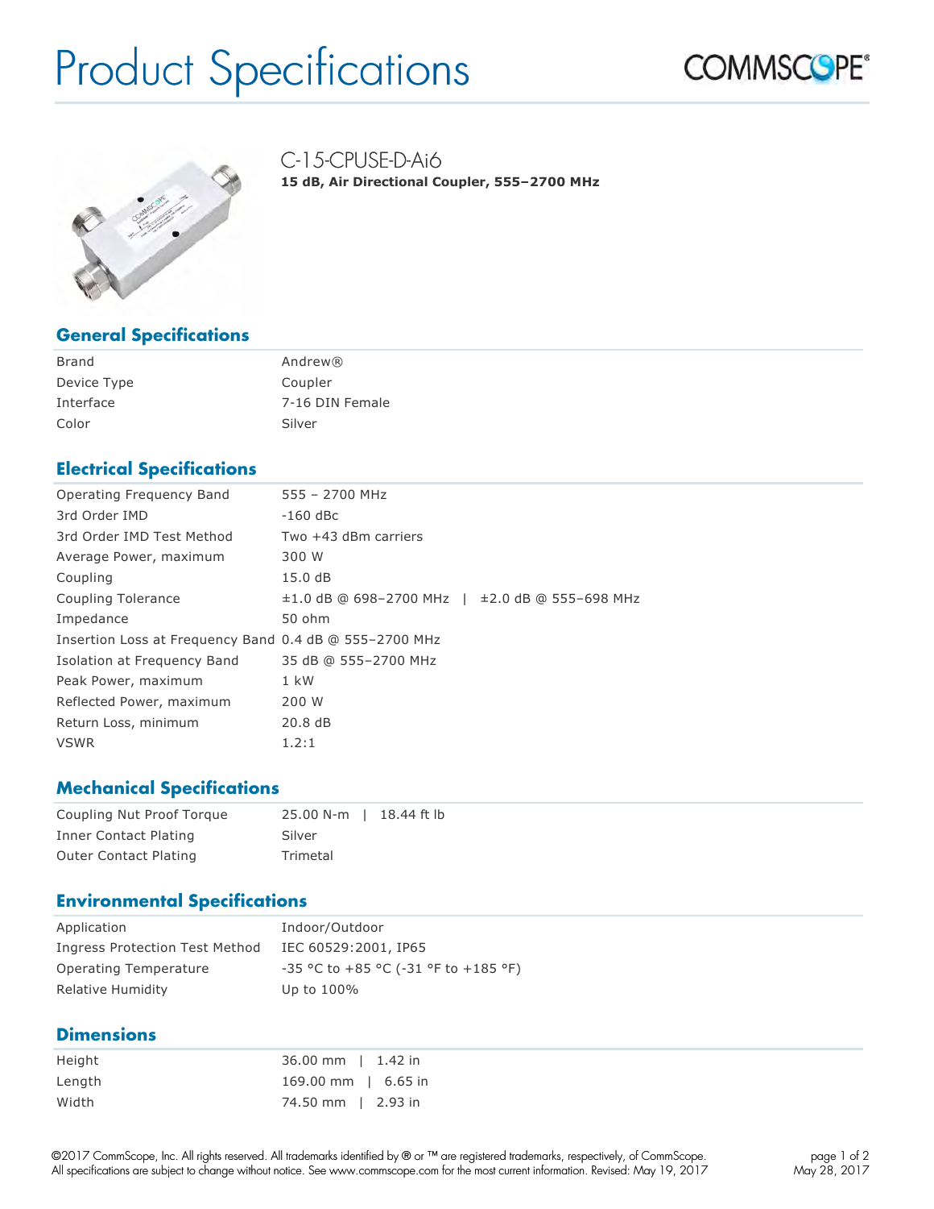# Product Specifications

COMMSCOPE®

## C-15-CPUSE-D-Ai6

**15 dB, Air Directional Coupler, 555–2700 MHz**

## General Specifications

| | |
|---|---|
| Brand | Andrew® |
| Device Type | Coupler |
| Interface | 7-16 DIN Female |
| Color | Silver |

## Electrical Specifications

| | |
|---|---|
| Operating Frequency Band | 555 – 2700 MHz |
| 3rd Order IMD | -160 dBc |
| 3rd Order IMD Test Method | Two +43 dBm carriers |
| Average Power, maximum | 300 W |
| Coupling | 15.0 dB |
| Coupling Tolerance | ±1.0 dB @ 698–2700 MHz &#124; ±2.0 dB @ 555–698 MHz |
| Impedance | 50 ohm |
| Insertion Loss at Frequency Band | 0.4 dB @ 555–2700 MHz |
| Isolation at Frequency Band | 35 dB @ 555–2700 MHz |
| Peak Power, maximum | 1 kW |
| Reflected Power, maximum | 200 W |
| Return Loss, minimum | 20.8 dB |
| VSWR | 1.2:1 |

## Mechanical Specifications

| | |
|---|---|
| Coupling Nut Proof Torque | 25.00 N-m &#124; 18.44 ft lb |
| Inner Contact Plating | Silver |
| Outer Contact Plating | Trimetal |

## Environmental Specifications

| | |
|---|---|
| Application | Indoor/Outdoor |
| Ingress Protection Test Method | IEC 60529:2001, IP65 |
| Operating Temperature | -35 °C to +85 °C (-31 °F to +185 °F) |
| Relative Humidity | Up to 100% |

## Dimensions

| | |
|---|---|
| Height | 36.00 mm &#124; 1.42 in |
| Length | 169.00 mm &#124; 6.65 in |
| Width | 74.50 mm &#124; 2.93 in |

©2017 CommScope, Inc. All rights reserved. All trademarks identified by ® or ™ are registered trademarks, respectively, of CommScope. All specifications are subject to change without notice. See www.commscope.com for the most current information. Revised: May 19, 2017

May 28, 2017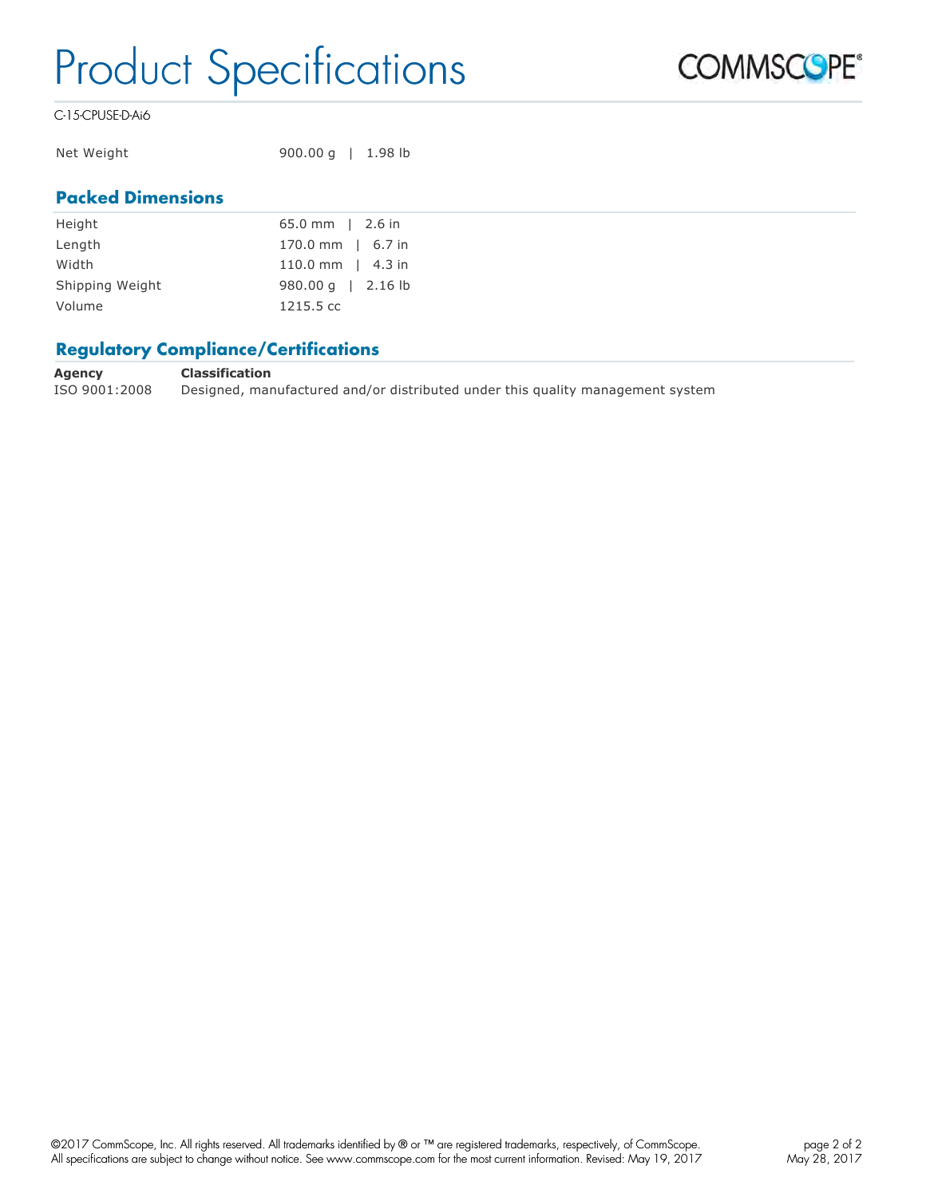C-15-CPUSE-D-Ai6

| | |
|---|---|
| Net Weight | 900.00 g \| 1.98 lb |

## Packed Dimensions

| | |
|---|---|
| Height | 65.0 mm \| 2.6 in |
| Length | 170.0 mm \| 6.7 in |
| Width | 110.0 mm \| 4.3 in |
| Shipping Weight | 980.00 g \| 2.16 lb |
| Volume | 1215.5 cc |

## Regulatory Compliance/Certifications

| Agency | Classification |
|---|---|
| ISO 9001:2008 | Designed, manufactured and/or distributed under this quality management system |